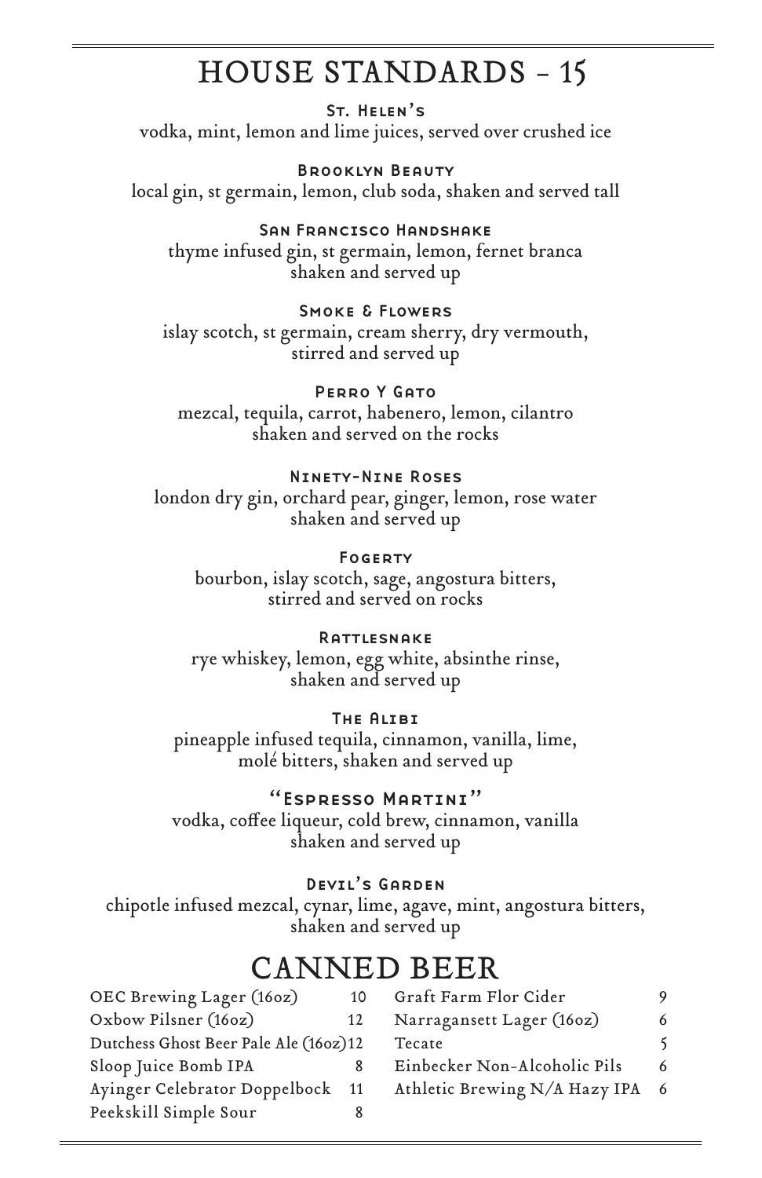# HOUSE STANDARDS - 15

### St. Helen's

vodka, mint, lemon and lime juices, served over crushed ice

### Brooklyn Beauty

local gin, st germain, lemon, club soda, shaken and served tall

### San Francisco Handshake

thyme infused gin, st germain, lemon, fernet branca
shaken and served up

### Smoke & Flowers

islay scotch, st germain, cream sherry, dry vermouth,
stirred and served up

### Perro Y Gato

mezcal, tequila, carrot, habenero, lemon, cilantro
shaken and served on the rocks

### Ninety-Nine Roses

london dry gin, orchard pear, ginger, lemon, rose water
shaken and served up

### Fogerty

bourbon, islay scotch, sage, angostura bitters,
stirred and served on rocks

### Rattlesnake

rye whiskey, lemon, egg white, absinthe rinse,
shaken and served up

### The Alibi

pineapple infused tequila, cinnamon, vanilla, lime,
molé bitters, shaken and served up

### "Espresso Martini"

vodka, coffee liqueur, cold brew, cinnamon, vanilla
shaken and served up

### Devil's Garden

chipotle infused mezcal, cynar, lime, agave, mint, angostura bitters,
shaken and served up

# CANNED BEER

| Beer | Price |
|---|---|
| OEC Brewing Lager (16oz) | 10 |
| Oxbow Pilsner (16oz) | 12 |
| Dutchess Ghost Beer Pale Ale (16oz) | 12 |
| Sloop Juice Bomb IPA | 8 |
| Ayinger Celebrator Doppelbock | 11 |
| Peekskill Simple Sour | 8 |
| Graft Farm Flor Cider | 9 |
| Narragansett Lager (16oz) | 6 |
| Tecate | 5 |
| Einbecker Non-Alcoholic Pils | 6 |
| Athletic Brewing N/A Hazy IPA | 6 |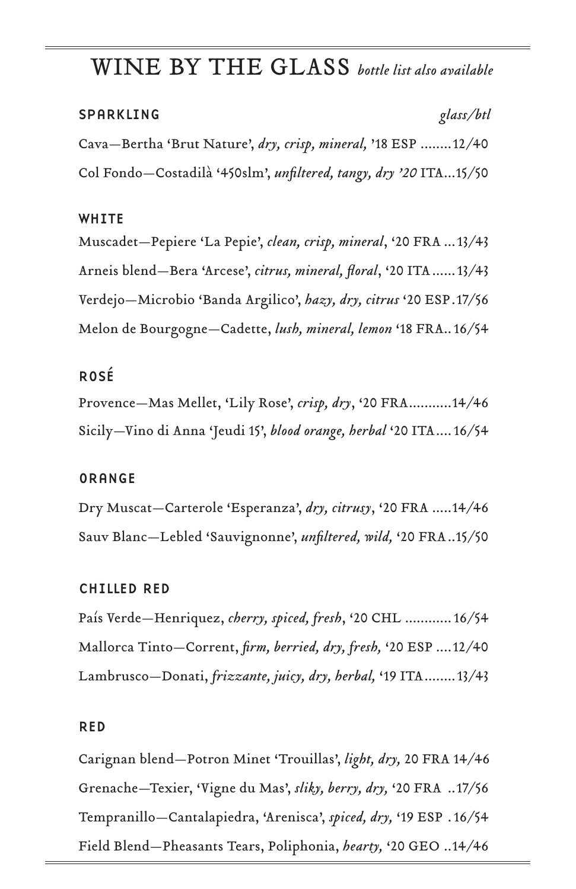# WINE BY THE GLASS *bottle list also available*

## SPARKLING *glass/btl*

Cava—Bertha 'Brut Nature', *dry, crisp, mineral,* '18 ESP ........12/40

Col Fondo—Costadilà '450slm', *unfiltered, tangy, dry '20* ITA...15/50

## WHITE

Muscadet—Pepiere 'La Pepie', *clean, crisp, mineral*, '20 FRA ...13/43

Arneis blend—Bera 'Arcese', *citrus, mineral, floral*, '20 ITA......13/43

Verdejo—Microbio 'Banda Argilico', *hazy, dry, citrus* '20 ESP.17/56

Melon de Bourgogne—Cadette, *lush, mineral, lemon* '18 FRA..16/54

## ROSÉ

Provence—Mas Mellet, 'Lily Rose', *crisp, dry*, '20 FRA...........14/46

Sicily—Vino di Anna 'Jeudi 15', *blood orange, herbal* '20 ITA....16/54

## ORANGE

Dry Muscat—Carterole 'Esperanza', *dry, citrusy*, '20 FRA .....14/46

Sauv Blanc—Lebled 'Sauvignonne', *unfiltered, wild,* '20 FRA..15/50

## CHILLED RED

País Verde—Henriquez, *cherry, spiced, fresh*, '20 CHL ............16/54

Mallorca Tinto—Corrent, *firm, berried, dry, fresh,* '20 ESP ....12/40

Lambrusco—Donati, *frizzante, juicy, dry, herbal,* '19 ITA........13/43

## RED

Carignan blend—Potron Minet 'Trouillas', *light, dry,* 20 FRA 14/46

Grenache—Texier, 'Vigne du Mas', *sliky, berry, dry,* '20 FRA ..17/56

Tempranillo—Cantalapiedra, 'Arenisca', *spiced, dry,* '19 ESP .16/54

Field Blend—Pheasants Tears, Poliphonia, *hearty,* '20 GEO ..14/46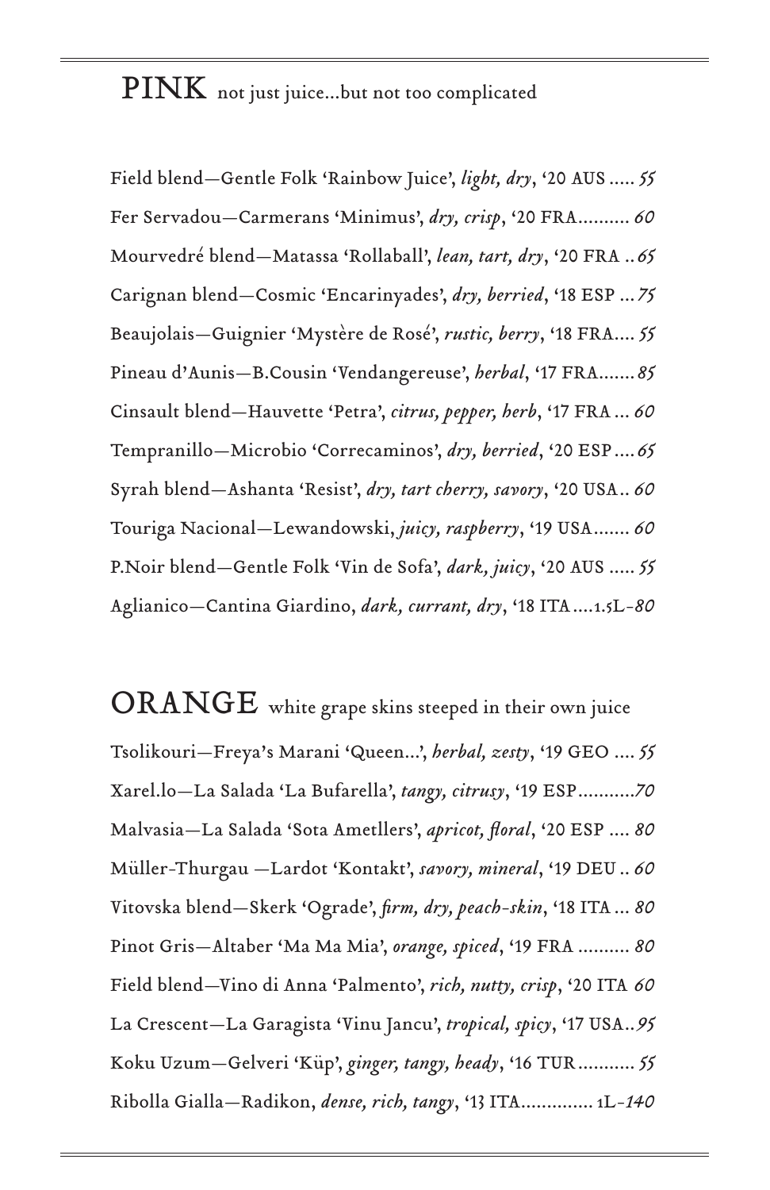## PINK not just juice...but not too complicated

Field blend—Gentle Folk 'Rainbow Juice', *light, dry*, '20 AUS ..... *55*

Fer Servadou—Carmerans 'Minimus', *dry, crisp*, '20 FRA.......... *60*

Mourvedré blend—Matassa 'Rollaball', *lean, tart, dry*, '20 FRA .. *65*

Carignan blend—Cosmic 'Encarinyades', *dry, berried*, '18 ESP ... *75*

Beaujolais—Guignier 'Mystère de Rosé', *rustic, berry*, '18 FRA.... *55*

Pineau d'Aunis—B.Cousin 'Vendangereuse', *herbal*, '17 FRA....... *85*

Cinsault blend—Hauvette 'Petra', *citrus, pepper, herb*, '17 FRA ... *60*

Tempranillo—Microbio 'Correcaminos', *dry, berried*, '20 ESP.... *65*

Syrah blend—Ashanta 'Resist', *dry, tart cherry, savory*, '20 USA.. *60*

Touriga Nacional—Lewandowski, *juicy, raspberry*, '19 USA....... *60*

P.Noir blend—Gentle Folk 'Vin de Sofa', *dark, juicy*, '20 AUS ..... *55*

Aglianico—Cantina Giardino, *dark, currant, dry*, '18 ITA....1.5L-*80*

## ORANGE white grape skins steeped in their own juice

Tsolikouri—Freya's Marani 'Queen...', *herbal, zesty*, '19 GEO .... *55*

Xarel.lo—La Salada 'La Bufarella', *tangy, citrusy*, '19 ESP...........*70*

Malvasia—La Salada 'Sota Ametllers', *apricot, floral*, '20 ESP .... *80*

Müller-Thurgau —Lardot 'Kontakt', *savory, mineral*, '19 DEU .. *60*

Vitovska blend—Skerk 'Ograde', *firm, dry, peach-skin*, '18 ITA ... *80*

Pinot Gris—Altaber 'Ma Ma Mia', *orange, spiced*, '19 FRA .......... *80*

Field blend—Vino di Anna 'Palmento', *rich, nutty, crisp*, '20 ITA *60*

La Crescent—La Garagista 'Vinu Jancu', *tropical, spicy*, '17 USA..*95*

Koku Uzum—Gelveri 'Küp', *ginger, tangy, heady*, '16 TUR........... *55*

Ribolla Gialla—Radikon, *dense, rich, tangy*, '13 ITA.............. 1L-*140*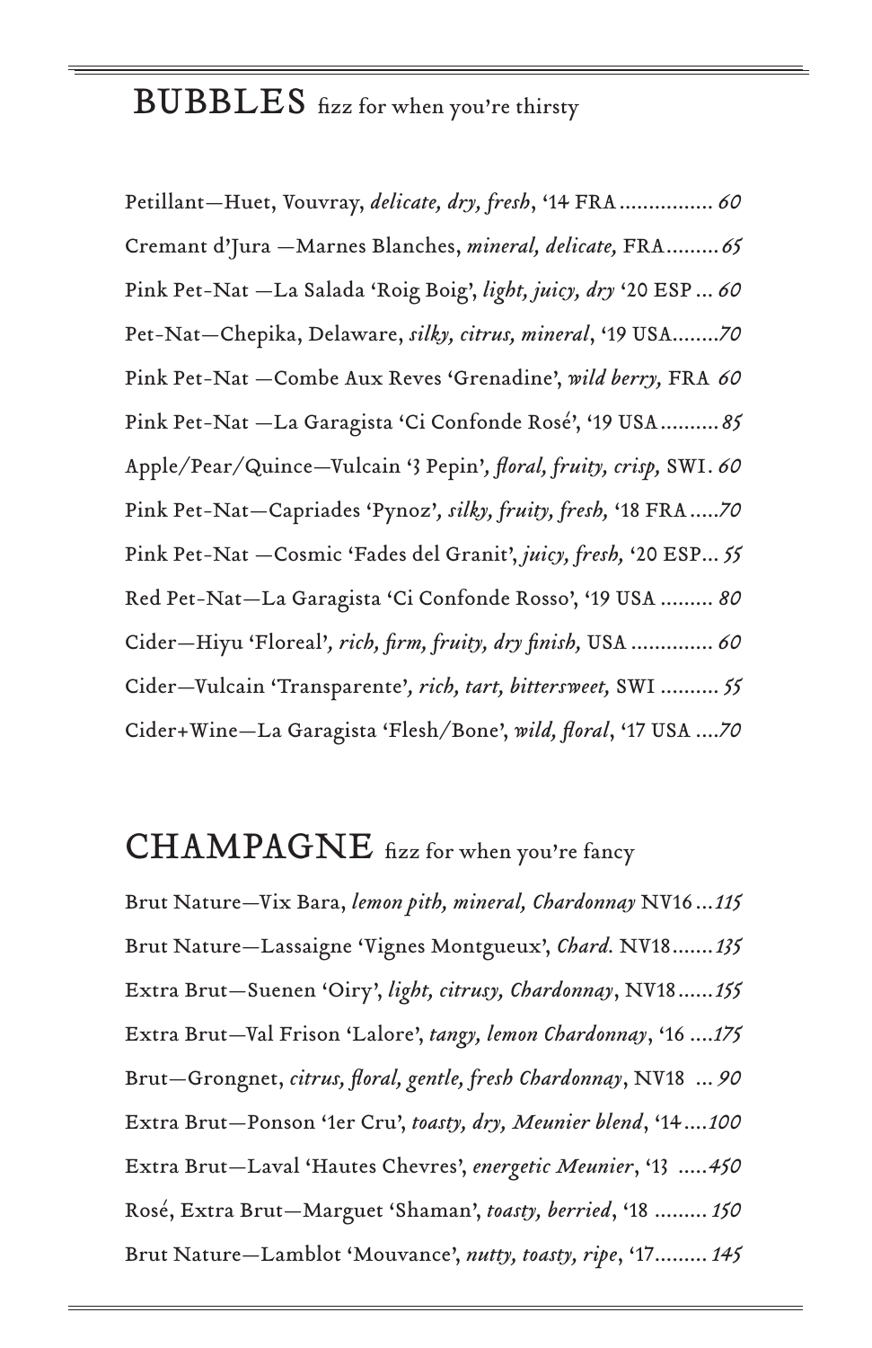## BUBBLES fizz for when you're thirsty

Petillant—Huet, Vouvray, *delicate, dry, fresh*, '14 FRA................ *60*

Cremant d'Jura —Marnes Blanches, *mineral, delicate,* FRA.........*65*

Pink Pet-Nat —La Salada 'Roig Boig', *light, juicy, dry* '20 ESP ... *60*

Pet-Nat—Chepika, Delaware, *silky, citrus, mineral*, '19 USA........*70*

Pink Pet-Nat —Combe Aux Reves 'Grenadine', *wild berry,* FRA *60*

Pink Pet-Nat —La Garagista 'Ci Confonde Rosé', '19 USA..........*85*

Apple/Pear/Quince—Vulcain '3 Pepin'*, floral, fruity, crisp,* SWI. *60*

Pink Pet-Nat—Capriades 'Pynoz'*, silky, fruity, fresh,* '18 FRA.....*70*

Pink Pet-Nat —Cosmic 'Fades del Granit', *juicy, fresh,* '20 ESP... *55*

Red Pet-Nat—La Garagista 'Ci Confonde Rosso', '19 USA ......... *80*

Cider—Hiyu 'Floreal'*, rich, firm, fruity, dry finish,* USA .............. *60*

Cider—Vulcain 'Transparente'*, rich, tart, bittersweet,* SWI .......... *55*

Cider+Wine—La Garagista 'Flesh/Bone', *wild, floral*, '17 USA ....*70*

## CHAMPAGNE fizz for when you're fancy

Brut Nature—Vix Bara, *lemon pith, mineral, Chardonnay* NV16...*115*

Brut Nature—Lassaigne 'Vignes Montgueux', *Chard.* NV18.......*135*

Extra Brut—Suenen 'Oiry', *light, citrusy, Chardonnay*, NV18......*155*

Extra Brut—Val Frison 'Lalore', *tangy, lemon Chardonnay*, '16 ....*175*

Brut—Grongnet, *citrus, floral, gentle, fresh Chardonnay*, NV18 ... *90*

Extra Brut—Ponson '1er Cru', *toasty, dry, Meunier blend*, '14....*100*

Extra Brut—Laval 'Hautes Chevres', *energetic Meunier*, '13 .....*450*

Rosé, Extra Brut—Marguet 'Shaman', *toasty, berried*, '18 ......... *150*

Brut Nature—Lamblot 'Mouvance', *nutty, toasty, ripe*, '17......... *145*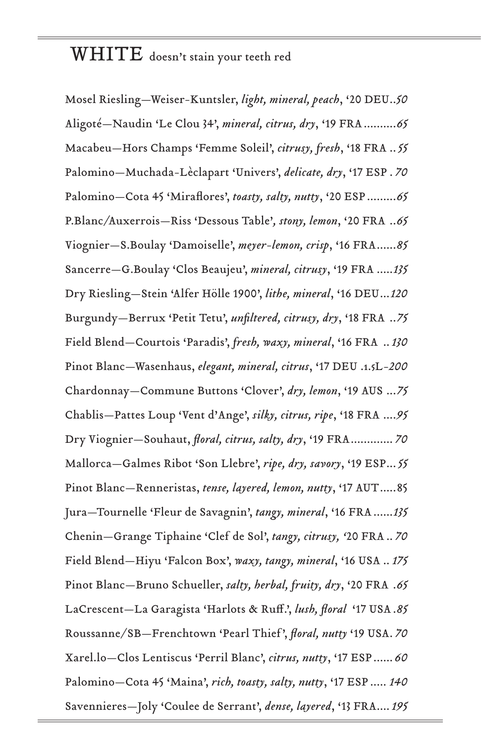## WHITE doesn't stain your teeth red

Mosel Riesling—Weiser-Kuntsler, *light, mineral, peach*, '20 DEU..*50*

Aligoté—Naudin 'Le Clou 34', *mineral, citrus, dry*, '19 FRA..........*65*

Macabeu—Hors Champs 'Femme Soleil', *citrusy, fresh*, '18 FRA ..*55*

Palomino—Muchada-Lèclapart 'Univers', *delicate, dry*, '17 ESP . *70*

Palomino—Cota 45 'Miraflores', *toasty, salty, nutty*, '20 ESP.........*65*

P.Blanc/Auxerrois—Riss 'Dessous Table', *stony, lemon*, '20 FRA ..*65*

Viognier—S.Boulay 'Damoiselle', *meyer-lemon, crisp*, '16 FRA......*85*

Sancerre—G.Boulay 'Clos Beaujeu', *mineral, citrusy*, '19 FRA .....*135*

Dry Riesling—Stein 'Alfer Hölle 1900', *lithe, mineral*, '16 DEU...*120*

Burgundy—Berrux 'Petit Tetu', *unfiltered, citrusy, dry*, '18 FRA ..*75*

Field Blend—Courtois 'Paradis', *fresh, waxy, mineral*, '16 FRA .. *130*

Pinot Blanc—Wasenhaus, *elegant, mineral, citrus*, '17 DEU .1.5L-*200*

Chardonnay—Commune Buttons 'Clover', *dry, lemon*, '19 AUS ...*75*

Chablis—Pattes Loup 'Vent d'Ange', *silky, citrus, ripe*, '18 FRA ....*95*

Dry Viognier—Souhaut, *floral, citrus, salty, dry*, '19 FRA............. *70*

Mallorca—Galmes Ribot 'Son Llebre', *ripe, dry, savory*, '19 ESP...*55*

Pinot Blanc—Renneristas, *tense, layered, lemon, nutty*, '17 AUT.....85

Jura—Tournelle 'Fleur de Savagnin', *tangy, mineral*, '16 FRA......*135*

Chenin—Grange Tiphaine 'Clef de Sol', *tangy, citrusy,* '20 FRA .. *70*

Field Blend—Hiyu 'Falcon Box', *waxy, tangy, mineral*, '16 USA .. *175*

Pinot Blanc—Bruno Schueller, *salty, herbal, fruity, dry*, '20 FRA .*65*

LaCrescent—La Garagista 'Harlots & Ruff.', *lush, floral* '17 USA .*85*

Roussanne/SB—Frenchtown 'Pearl Thief', *floral, nutty* '19 USA. *70*

Xarel.lo—Clos Lentiscus 'Perril Blanc', *citrus, nutty*, '17 ESP...... *60*

Palomino—Cota 45 'Maina', *rich, toasty, salty, nutty*, '17 ESP ..... *140*

Savennieres—Joly 'Coulee de Serrant', *dense, layered*, '13 FRA.... *195*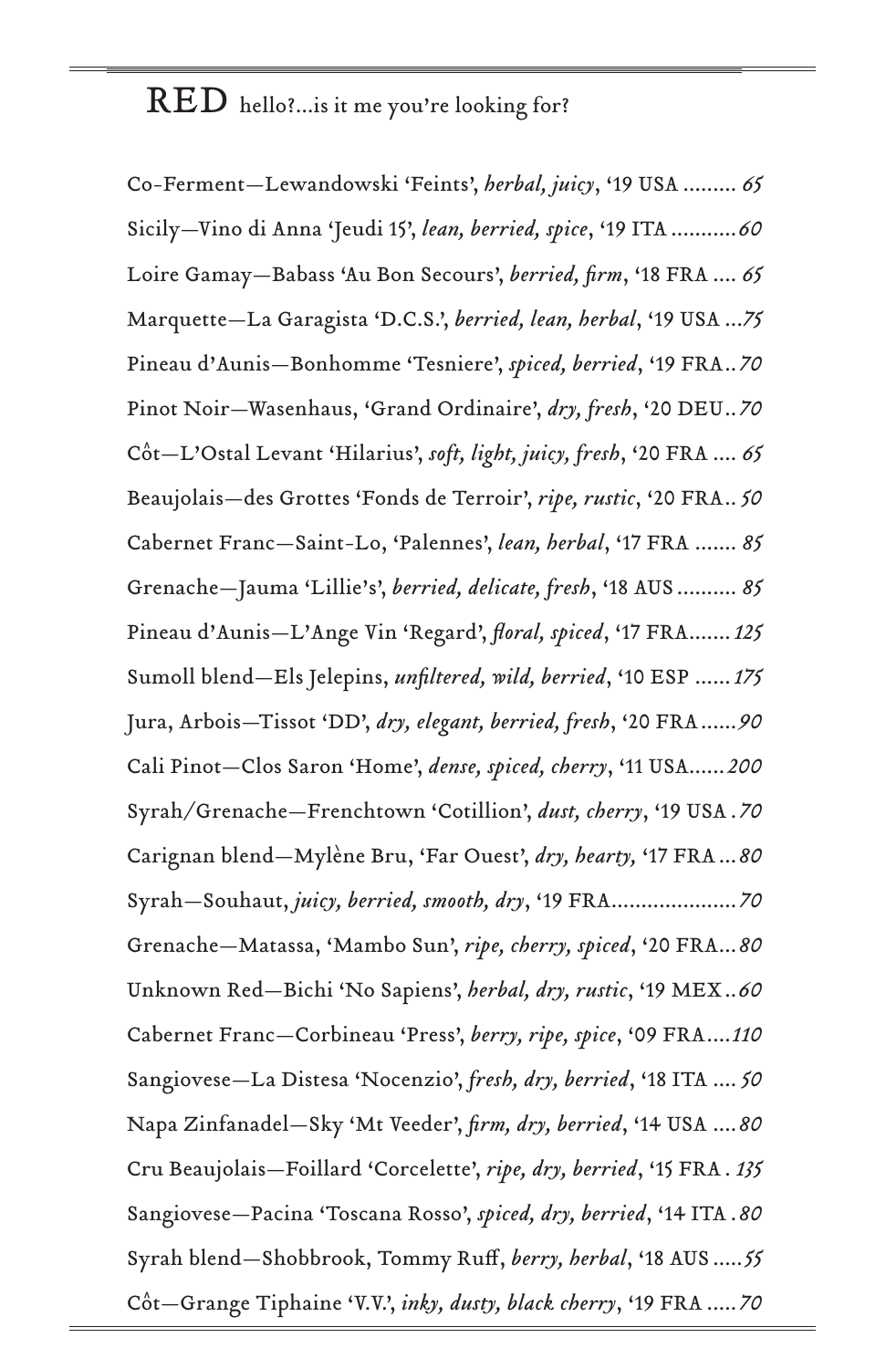## RED hello?...is it me you're looking for?

Co-Ferment—Lewandowski 'Feints', *herbal, juicy*, '19 USA ......... *65*

Sicily—Vino di Anna 'Jeudi 15', *lean, berried, spice*, '19 ITA ...........*60*

Loire Gamay—Babass 'Au Bon Secours', *berried, firm*, '18 FRA .... *65*

Marquette—La Garagista 'D.C.S.', *berried, lean, herbal*, '19 USA ...*75*

Pineau d'Aunis—Bonhomme 'Tesniere', *spiced, berried*, '19 FRA.. *70*

Pinot Noir—Wasenhaus, 'Grand Ordinaire', *dry, fresh*, '20 DEU.. *70*

Côt—L'Ostal Levant 'Hilarius', *soft, light, juicy, fresh*, '20 FRA .... *65*

Beaujolais—des Grottes 'Fonds de Terroir', *ripe, rustic*, '20 FRA.. *50*

Cabernet Franc—Saint-Lo, 'Palennes', *lean, herbal*, '17 FRA ....... *85*

Grenache—Jauma 'Lillie's', *berried, delicate, fresh*, '18 AUS .......... *85*

Pineau d'Aunis—L'Ange Vin 'Regard', *floral, spiced*, '17 FRA....... *125*

Sumoll blend—Els Jelepins, *unfiltered, wild, berried*, '10 ESP ...... *175*

Jura, Arbois—Tissot 'DD', *dry, elegant, berried, fresh*, '20 FRA ......*90*

Cali Pinot—Clos Saron 'Home', *dense, spiced, cherry*, '11 USA......*200*

Syrah/Grenache—Frenchtown 'Cotillion', *dust, cherry*, '19 USA . *70*

Carignan blend—Mylène Bru, 'Far Ouest', *dry, hearty,* '17 FRA ... *80*

Syrah—Souhaut, *juicy, berried, smooth, dry*, '19 FRA.....................*70*

Grenache—Matassa, 'Mambo Sun', *ripe, cherry, spiced*, '20 FRA... *80*

Unknown Red—Bichi 'No Sapiens', *herbal, dry, rustic*, '19 MEX ..*60*

Cabernet Franc—Corbineau 'Press', *berry, ripe, spice*, '09 FRA....*110*

Sangiovese—La Distesa 'Nocenzio', *fresh, dry, berried*, '18 ITA .... *50*

Napa Zinfanadel—Sky 'Mt Veeder', *firm, dry, berried*, '14 USA .... *80*

Cru Beaujolais—Foillard 'Corcelette', *ripe, dry, berried*, '15 FRA . *135*

Sangiovese—Pacina 'Toscana Rosso', *spiced, dry, berried*, '14 ITA . *80*

Syrah blend—Shobbrook, Tommy Ruff, *berry, herbal*, '18 AUS .....*55*

Côt—Grange Tiphaine 'V.V.', *inky, dusty, black cherry*, '19 FRA .....*70*